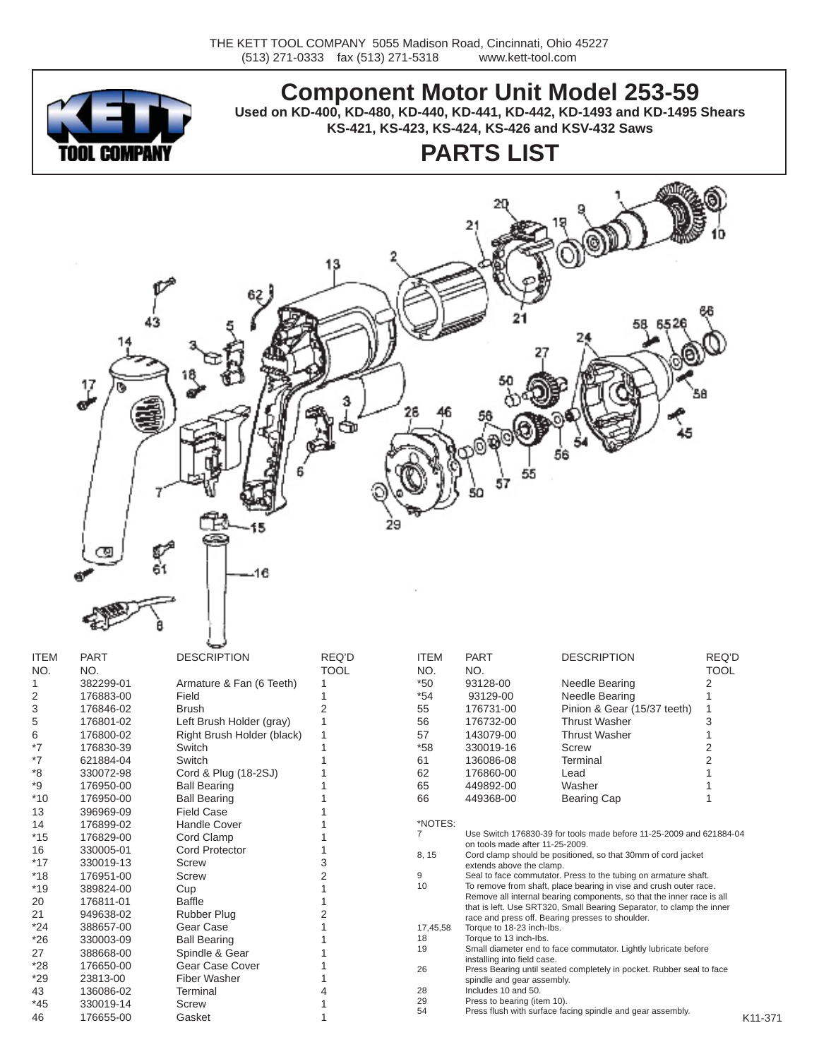THE KETT TOOL COMPANY 5055 Madison Road, Cincinnati, Ohio 45227
(513) 271-0333 fax (513) 271-5318 www.kett-tool.com

# Component Motor Unit Model 253-59

**Used on KD-400, KD-480, KD-440, KD-441, KD-442, KD-1493 and KD-1495 Shears KS-421, KS-423, KS-424, KS-426 and KSV-432 Saws**

## PARTS LIST

| ITEM NO. | PART NO. | DESCRIPTION | REQ'D TOOL |
|---|---|---|---|
| 1 | 382299-01 | Armature & Fan (6 Teeth) | 1 |
| 2 | 176883-00 | Field | 1 |
| 3 | 176846-02 | Brush | 2 |
| 5 | 176801-02 | Left Brush Holder (gray) | 1 |
| 6 | 176800-02 | Right Brush Holder (black) | 1 |
| *7 | 176830-39 | Switch | 1 |
| *7 | 621884-04 | Switch | 1 |
| *8 | 330072-98 | Cord & Plug (18-2SJ) | 1 |
| *9 | 176950-00 | Ball Bearing | 1 |
| *10 | 176950-00 | Ball Bearing | 1 |
| 13 | 396969-09 | Field Case | 1 |
| 14 | 176899-02 | Handle Cover | 1 |
| *15 | 176829-00 | Cord Clamp | 1 |
| 16 | 330005-01 | Cord Protector | 1 |
| *17 | 330019-13 | Screw | 3 |
| *18 | 176951-00 | Screw | 2 |
| *19 | 389824-00 | Cup | 1 |
| 20 | 176811-01 | Baffle | 1 |
| 21 | 949638-02 | Rubber Plug | 2 |
| *24 | 388657-00 | Gear Case | 1 |
| *26 | 330003-09 | Ball Bearing | 1 |
| 27 | 388668-00 | Spindle & Gear | 1 |
| *28 | 176650-00 | Gear Case Cover | 1 |
| *29 | 23813-00 | Fiber Washer | 1 |
| 43 | 136086-02 | Terminal | 4 |
| *45 | 330019-14 | Screw | 1 |
| 46 | 176655-00 | Gasket | 1 |
| *50 | 93128-00 | Needle Bearing | 2 |
| *54 | 93129-00 | Needle Bearing | 1 |
| 55 | 176731-00 | Pinion & Gear (15/37 teeth) | 1 |
| 56 | 176732-00 | Thrust Washer | 3 |
| 57 | 143079-00 | Thrust Washer | 1 |
| *58 | 330019-16 | Screw | 2 |
| 61 | 136086-08 | Terminal | 2 |
| 62 | 176860-00 | Lead | 1 |
| 65 | 449892-00 | Washer | 1 |
| 66 | 449368-00 | Bearing Cap | 1 |

*NOTES:

| | |
|---|---|
| 7 | Use Switch 176830-39 for tools made before 11-25-2009 and 621884-04 on tools made after 11-25-2009. |
| 8, 15 | Cord clamp should be positioned, so that 30mm of cord jacket extends above the clamp. |
| 9 | Seal to face commutator. Press to the tubing on armature shaft. |
| 10 | To remove from shaft, place bearing in vise and crush outer race. Remove all internal bearing components, so that the inner race is all that is left. Use SRT320, Small Bearing Separator, to clamp the inner race and press off. Bearing presses to shoulder. |
| 17,45,58 | Torque to 18-23 inch-lbs. |
| 18 | Torque to 13 inch-lbs. |
| 19 | Small diameter end to face commutator. Lightly lubricate before installing into field case. |
| 26 | Press Bearing until seated completely in pocket. Rubber seal to face spindle and gear assembly. |
| 28 | Includes 10 and 50. |
| 29 | Press to bearing (item 10). |
| 54 | Press flush with surface facing spindle and gear assembly. |

K11-371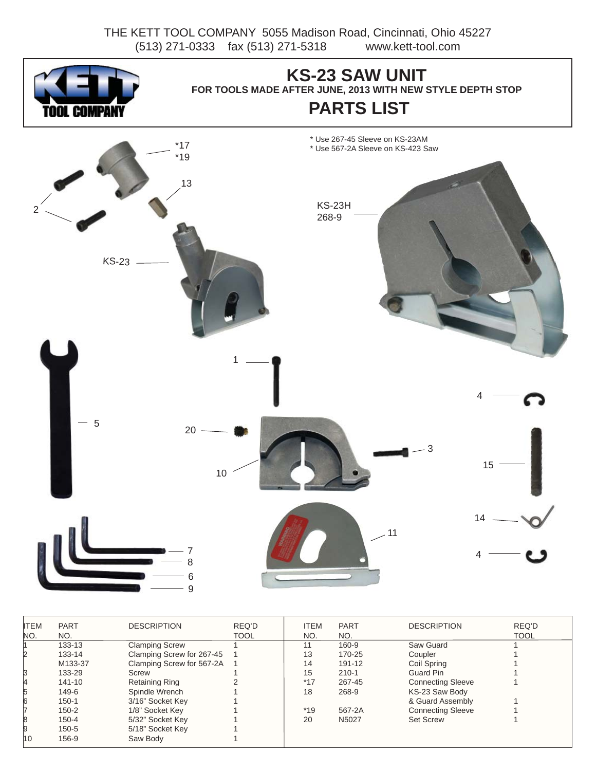THE KETT TOOL COMPANY 5055 Madison Road, Cincinnati, Ohio 45227
(513) 271-0333 fax (513) 271-5318 www.kett-tool.com

# KS-23 SAW UNIT

**FOR TOOLS MADE AFTER JUNE, 2013 WITH NEW STYLE DEPTH STOP**

## PARTS LIST

* Use 267-45 Sleeve on KS-23AM
* Use 567-2A Sleeve on KS-423 Saw

KS-23H 268-9

KS-23

| ITEM NO. | PART NO. | DESCRIPTION | REQ'D TOOL |
|---|---|---|---|
| 1 | 133-13 | Clamping Screw | 1 |
| 2 | 133-14 | Clamping Screw for 267-45 | 1 |
| | M133-37 | Clamping Screw for 567-2A | 1 |
| 3 | 133-29 | Screw | 1 |
| 4 | 141-10 | Retaining Ring | 2 |
| 5 | 149-6 | Spindle Wrench | 1 |
| 6 | 150-1 | 3/16" Socket Key | 1 |
| 7 | 150-2 | 1/8" Socket Key | 1 |
| 8 | 150-4 | 5/32" Socket Key | 1 |
| 9 | 150-5 | 5/18" Socket Key | 1 |
| 10 | 156-9 | Saw Body | 1 |
| 11 | 160-9 | Saw Guard | 1 |
| 13 | 170-25 | Coupler | 1 |
| 14 | 191-12 | Coil Spring | 1 |
| 15 | 210-1 | Guard Pin | 1 |
| *17 | 267-45 | Connecting Sleeve | 1 |
| 18 | 268-9 | KS-23 Saw Body & Guard Assembly | 1 |
| *19 | 567-2A | Connecting Sleeve | 1 |
| 20 | N5027 | Set Screw | 1 |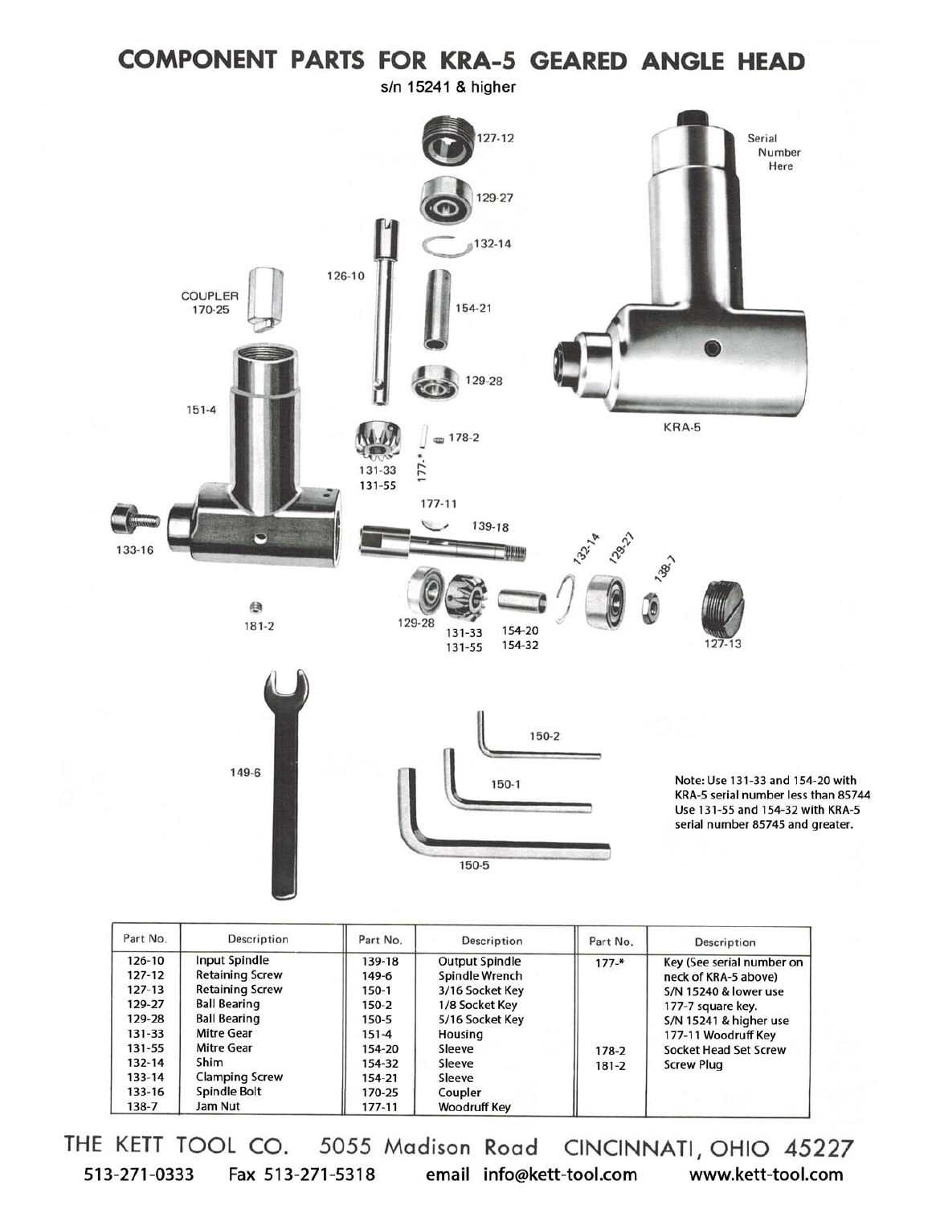# COMPONENT PARTS FOR KRA-5 GEARED ANGLE HEAD

s/n 15241 & higher

Note: Use 131-33 and 154-20 with KRA-5 serial number less than 85744 Use 131-55 and 154-32 with KRA-5 serial number 85745 and greater.

| Part No. | Description | Part No. | Description | Part No. | Description |
|---|---|---|---|---|---|
| 126-10 | Input Spindle | 139-18 | Output Spindle | 177-* | Key (See serial number on neck of KRA-5 above) S/N 15240 & lower use 177-7 square key. S/N 15241 & higher use 177-11 Woodruff Key |
| 127-12 | Retaining Screw | 149-6 | Spindle Wrench | | |
| 127-13 | Retaining Screw | 150-1 | 3/16 Socket Key | | |
| 129-27 | Ball Bearing | 150-2 | 1/8 Socket Key | | |
| 129-28 | Ball Bearing | 150-5 | 5/16 Socket Key | | |
| 131-33 | Mitre Gear | 151-4 | Housing | | |
| 131-55 | Mitre Gear | 154-20 | Sleeve | 178-2 | Socket Head Set Screw |
| 132-14 | Shim | 154-32 | Sleeve | 181-2 | Screw Plug |
| 133-14 | Clamping Screw | 154-21 | Sleeve | | |
| 133-16 | Spindle Bolt | 170-25 | Coupler | | |
| 138-7 | Jam Nut | 177-11 | Woodruff Key | | |

THE KETT TOOL CO. 5055 Madison Road CINCINNATI, OHIO 45227

513-271-0333 Fax 513-271-5318 email info@kett-tool.com www.kett-tool.com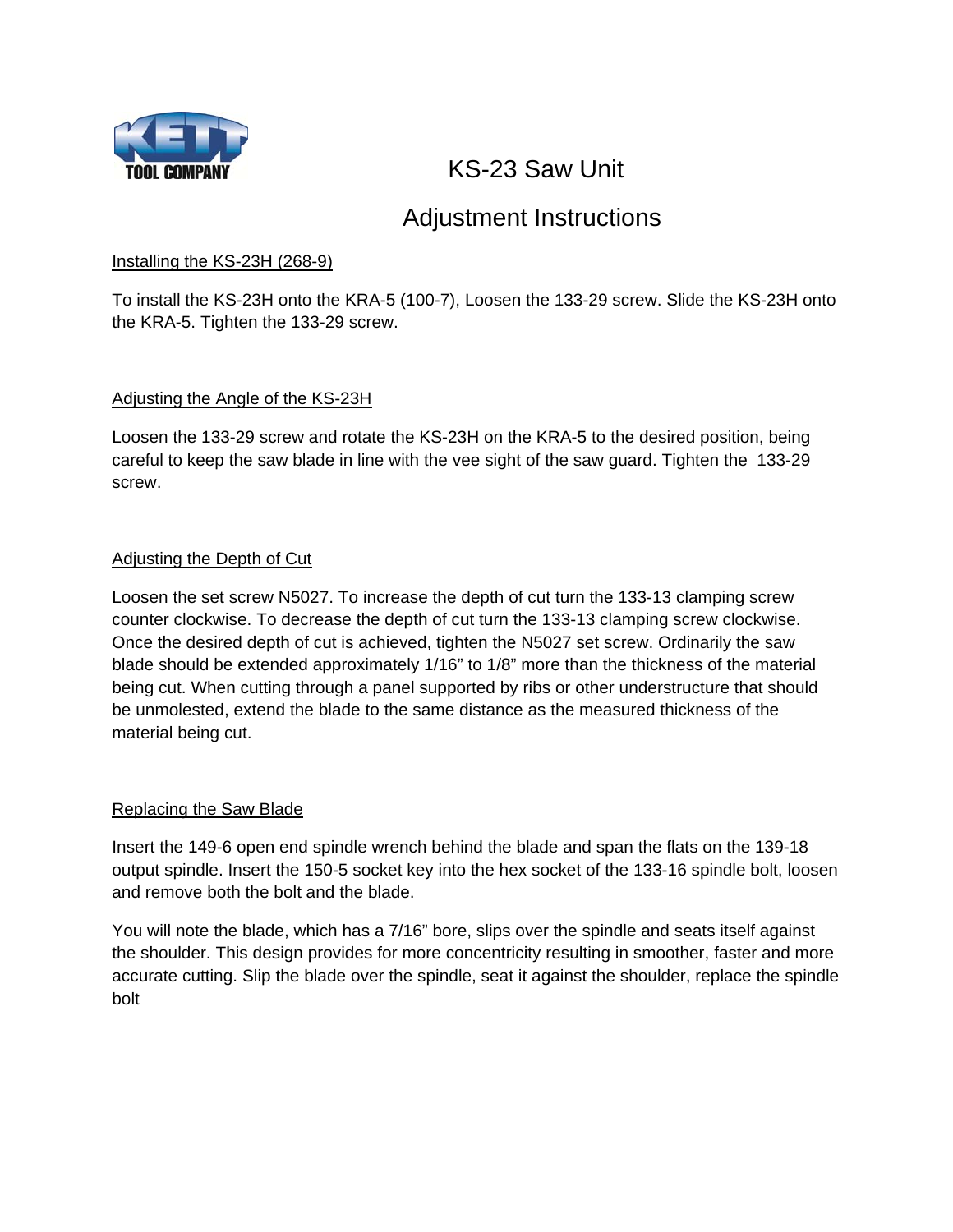KETT TOOL COMPANY

# KS-23 Saw Unit

# Adjustment Instructions

## Installing the KS-23H (268-9)

To install the KS-23H onto the KRA-5 (100-7), Loosen the 133-29 screw. Slide the KS-23H onto the KRA-5. Tighten the 133-29 screw.

## Adjusting the Angle of the KS-23H

Loosen the 133-29 screw and rotate the KS-23H on the KRA-5 to the desired position, being careful to keep the saw blade in line with the vee sight of the saw guard. Tighten the 133-29 screw.

## Adjusting the Depth of Cut

Loosen the set screw N5027. To increase the depth of cut turn the 133-13 clamping screw counter clockwise. To decrease the depth of cut turn the 133-13 clamping screw clockwise. Once the desired depth of cut is achieved, tighten the N5027 set screw. Ordinarily the saw blade should be extended approximately 1/16" to 1/8" more than the thickness of the material being cut. When cutting through a panel supported by ribs or other understructure that should be unmolested, extend the blade to the same distance as the measured thickness of the material being cut.

## Replacing the Saw Blade

Insert the 149-6 open end spindle wrench behind the blade and span the flats on the 139-18 output spindle. Insert the 150-5 socket key into the hex socket of the 133-16 spindle bolt, loosen and remove both the bolt and the blade.

You will note the blade, which has a 7/16" bore, slips over the spindle and seats itself against the shoulder. This design provides for more concentricity resulting in smoother, faster and more accurate cutting. Slip the blade over the spindle, seat it against the shoulder, replace the spindle bolt